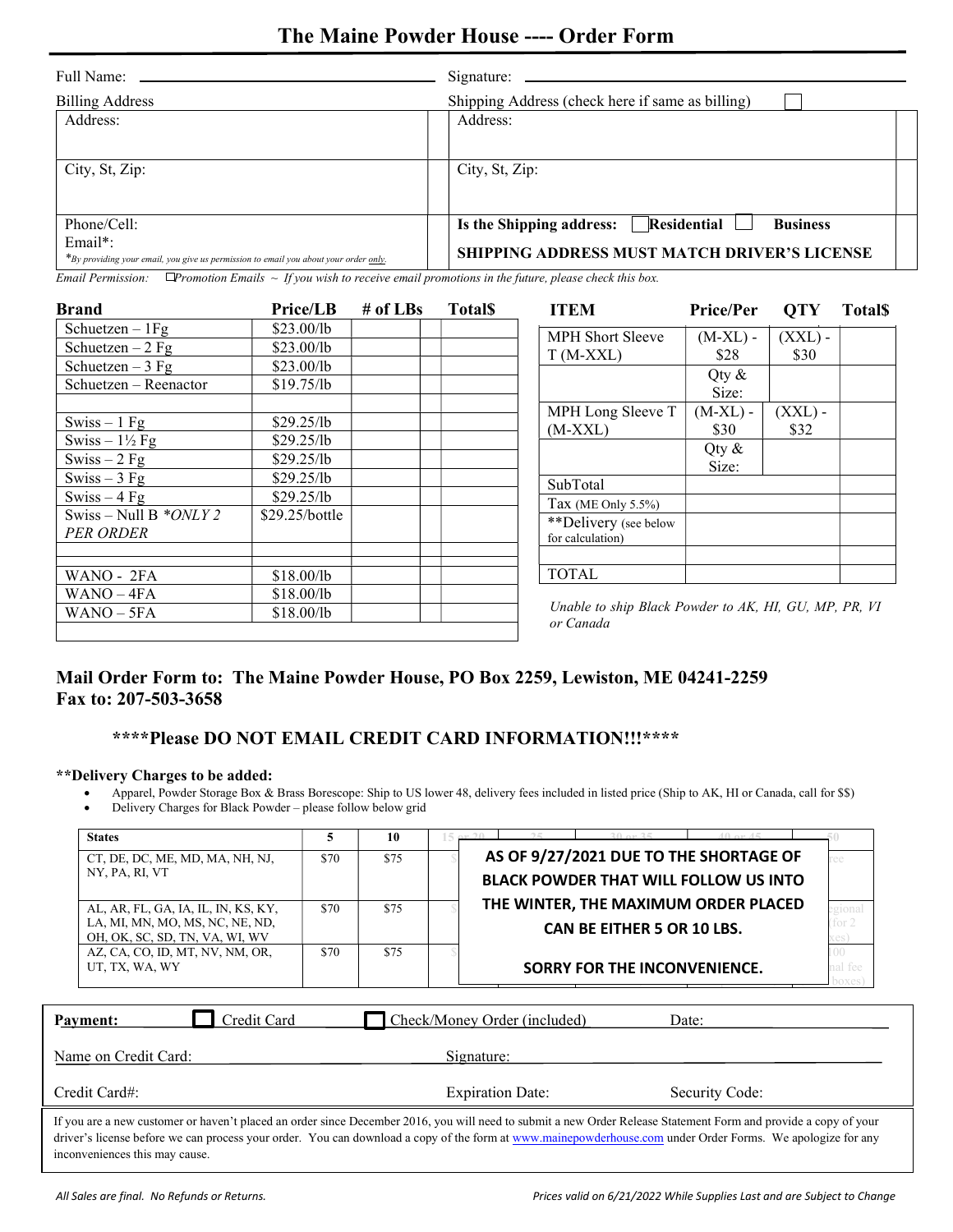# The Maine Powder House ---- Order Form

Full Name: ______________________________ Signature: ______________________________

| Billing Address | Shipping Address (check here if same as billing) ☐ |
|---|---|
| Address: | Address: |
| City, St, Zip: | City, St, Zip: |
| Phone/Cell:<br>Email*:<br>*By providing your email, you give us permission to email you about your order only. | **Is the Shipping address:** ☐ **Residential** ☐ **Business**<br>**SHIPPING ADDRESS MUST MATCH DRIVER'S LICENSE** |

*Email Permission:* ☐*Promotion Emails ~ If you wish to receive email promotions in the future, please check this box.*

| Brand | Price/LB | # of LBs | Total$ |
|---|---|---|---|
| Schuetzen – 1Fg | $23.00/lb | | |
| Schuetzen – 2 Fg | $23.00/lb | | |
| Schuetzen – 3 Fg | $23.00/lb | | |
| Schuetzen – Reenactor | $19.75/lb | | |
| | | | |
| Swiss – 1 Fg | $29.25/lb | | |
| Swiss – 1½ Fg | $29.25/lb | | |
| Swiss – 2 Fg | $29.25/lb | | |
| Swiss – 3 Fg | $29.25/lb | | |
| Swiss – 4 Fg | $29.25/lb | | |
| Swiss – Null B *\*ONLY 2 PER ORDER* | $29.25/bottle | | |
| | | | |
| WANO - 2FA | $18.00/lb | | |
| WANO – 4FA | $18.00/lb | | |
| WANO – 5FA | $18.00/lb | | |

| ITEM | Price/Per | QTY | Total$ |
|---|---|---|---|
| MPH Short Sleeve T (M-XXL) | (M-XL) - $28 | (XXL) - $30 | |
| | Qty & Size: | | |
| MPH Long Sleeve T (M-XXL) | (M-XL) - $30 | (XXL) - $32 | |
| | Qty & Size: | | |
| SubTotal | | | |
| Tax (ME Only 5.5%) | | | |
| **Delivery (see below for calculation) | | | |
| | | | |
| TOTAL | | | |

*Unable to ship Black Powder to AK, HI, GU, MP, PR, VI or Canada*

## Mail Order Form to: The Maine Powder House, PO Box 2259, Lewiston, ME 04241-2259
## Fax to: 207-503-3658

### ****Please DO NOT EMAIL CREDIT CARD INFORMATION!!!****

**\*\*Delivery Charges to be added:**

- Apparel, Powder Storage Box & Brass Borescope: Ship to US lower 48, delivery fees included in listed price (Ship to AK, HI or Canada, call for $$)
- Delivery Charges for Black Powder – please follow below grid

| States | 5 | 10 |
|---|---|---|
| CT, DE, DC, ME, MD, MA, NH, NJ, NY, PA, RI, VT | $70 | $75 |
| AL, AR, FL, GA, IA, IL, IN, KS, KY, LA, MI, MN, MO, MS, NC, NE, ND, OH, OK, SC, SD, TN, VA, WI, WV | $70 | $75 |
| AZ, CA, CO, ID, MT, NV, NM, OR, UT, TX, WA, WY | $70 | $75 |

**AS OF 9/27/2021 DUE TO THE SHORTAGE OF BLACK POWDER THAT WILL FOLLOW US INTO THE WINTER, THE MAXIMUM ORDER PLACED CAN BE EITHER 5 OR 10 LBS.**

**SORRY FOR THE INCONVENIENCE.**

**Payment:** ☐ Credit Card ☐ Check/Money Order (included) Date: ____________

Name on Credit Card: ____________ Signature: ____________

Credit Card#: ____________ Expiration Date: ____________ Security Code: ____________

If you are a new customer or haven't placed an order since December 2016, you will need to submit a new Order Release Statement Form and provide a copy of your driver's license before we can process your order. You can download a copy of the form at www.mainepowderhouse.com under Order Forms. We apologize for any inconveniences this may cause.

*All Sales are final. No Refunds or Returns.* *Prices valid on 6/21/2022 While Supplies Last and are Subject to Change*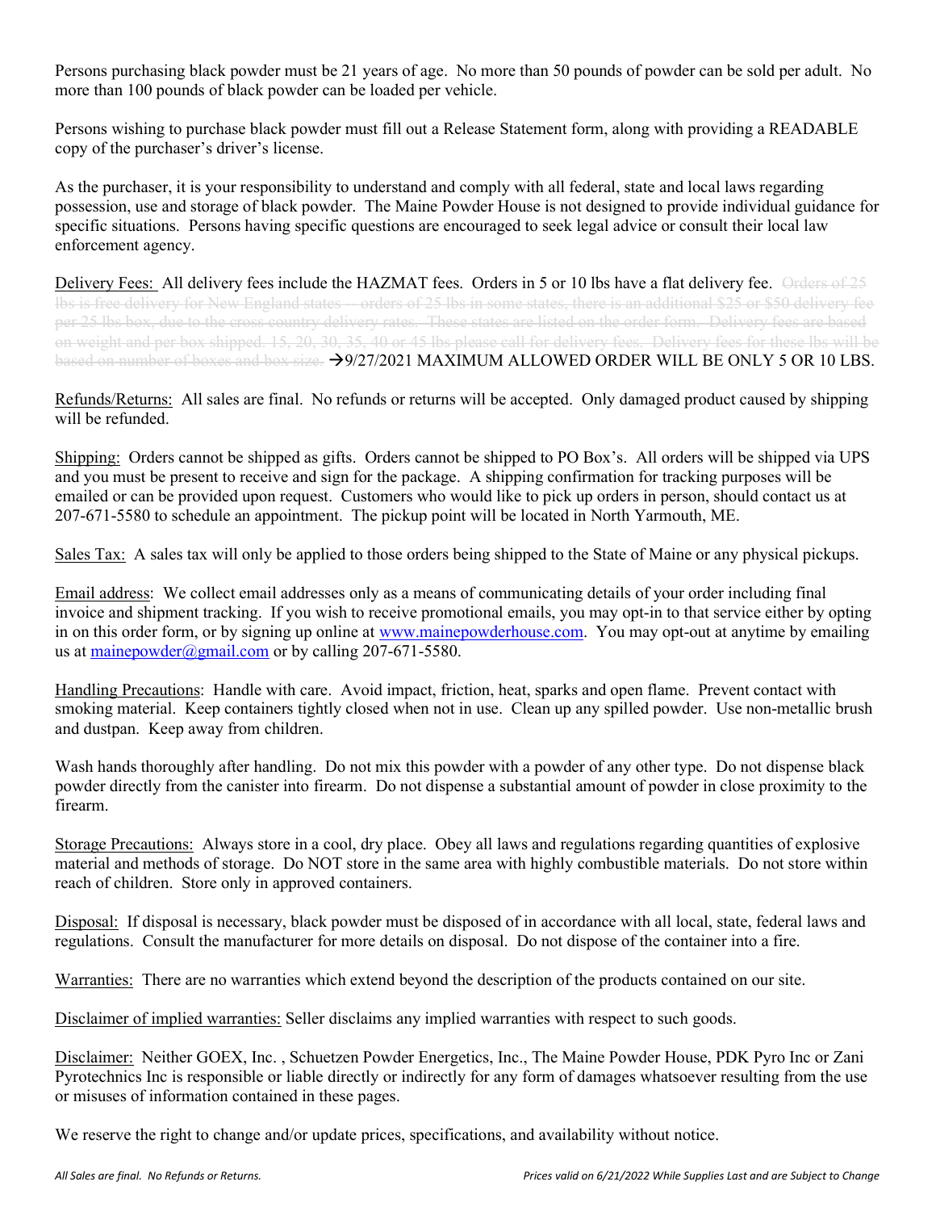Persons purchasing black powder must be 21 years of age. No more than 50 pounds of powder can be sold per adult. No more than 100 pounds of black powder can be loaded per vehicle.

Persons wishing to purchase black powder must fill out a Release Statement form, along with providing a READABLE copy of the purchaser's driver's license.

As the purchaser, it is your responsibility to understand and comply with all federal, state and local laws regarding possession, use and storage of black powder. The Maine Powder House is not designed to provide individual guidance for specific situations. Persons having specific questions are encouraged to seek legal advice or consult their local law enforcement agency.

Delivery Fees: All delivery fees include the HAZMAT fees. Orders in 5 or 10 lbs have a flat delivery fee. ~~Orders of 25 lbs is free delivery for New England states -- orders of 25 lbs in some states, there is an additional $25 or $50 delivery fee per 25 lbs box, due to the cross country delivery rates. These states are listed on the order form. Delivery fees are based on weight and per box shipped. 15, 20, 30, 35, 40 or 45 lbs please call for delivery fees. Delivery fees for these lbs will be based on number of boxes and box size.~~ →9/27/2021 MAXIMUM ALLOWED ORDER WILL BE ONLY 5 OR 10 LBS.

Refunds/Returns: All sales are final. No refunds or returns will be accepted. Only damaged product caused by shipping will be refunded.

Shipping: Orders cannot be shipped as gifts. Orders cannot be shipped to PO Box's. All orders will be shipped via UPS and you must be present to receive and sign for the package. A shipping confirmation for tracking purposes will be emailed or can be provided upon request. Customers who would like to pick up orders in person, should contact us at 207-671-5580 to schedule an appointment. The pickup point will be located in North Yarmouth, ME.

Sales Tax: A sales tax will only be applied to those orders being shipped to the State of Maine or any physical pickups.

Email address: We collect email addresses only as a means of communicating details of your order including final invoice and shipment tracking. If you wish to receive promotional emails, you may opt-in to that service either by opting in on this order form, or by signing up online at www.mainepowderhouse.com. You may opt-out at anytime by emailing us at mainepowder@gmail.com or by calling 207-671-5580.

Handling Precautions: Handle with care. Avoid impact, friction, heat, sparks and open flame. Prevent contact with smoking material. Keep containers tightly closed when not in use. Clean up any spilled powder. Use non-metallic brush and dustpan. Keep away from children.

Wash hands thoroughly after handling. Do not mix this powder with a powder of any other type. Do not dispense black powder directly from the canister into firearm. Do not dispense a substantial amount of powder in close proximity to the firearm.

Storage Precautions: Always store in a cool, dry place. Obey all laws and regulations regarding quantities of explosive material and methods of storage. Do NOT store in the same area with highly combustible materials. Do not store within reach of children. Store only in approved containers.

Disposal: If disposal is necessary, black powder must be disposed of in accordance with all local, state, federal laws and regulations. Consult the manufacturer for more details on disposal. Do not dispose of the container into a fire.

Warranties: There are no warranties which extend beyond the description of the products contained on our site.

Disclaimer of implied warranties: Seller disclaims any implied warranties with respect to such goods.

Disclaimer: Neither GOEX, Inc. , Schuetzen Powder Energetics, Inc., The Maine Powder House, PDK Pyro Inc or Zani Pyrotechnics Inc is responsible or liable directly or indirectly for any form of damages whatsoever resulting from the use or misuses of information contained in these pages.

We reserve the right to change and/or update prices, specifications, and availability without notice.

*All Sales are final. No Refunds or Returns.* *Prices valid on 6/21/2022 While Supplies Last and are Subject to Change*